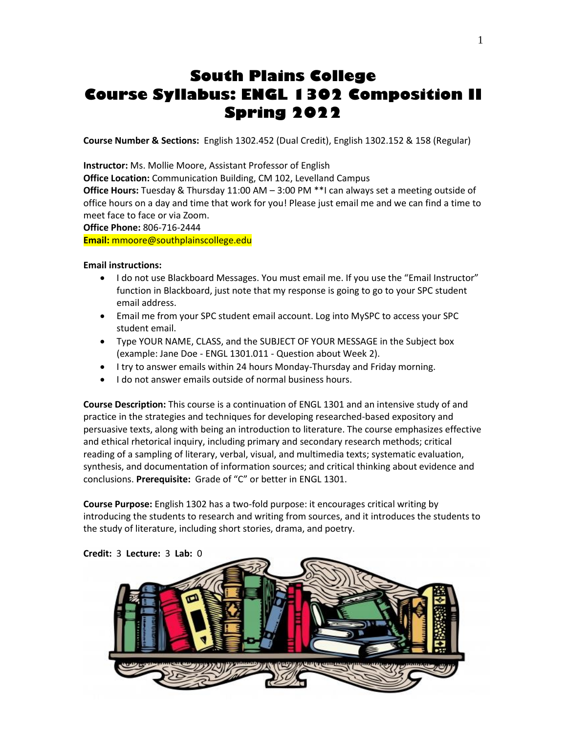# South Plains College
# Course Syllabus: ENGL 1302 Composition II
# Spring 2022

**Course Number & Sections:** English 1302.452 (Dual Credit), English 1302.152 & 158 (Regular)

**Instructor:** Ms. Mollie Moore, Assistant Professor of English
**Office Location:** Communication Building, CM 102, Levelland Campus
**Office Hours:** Tuesday & Thursday 11:00 AM – 3:00 PM **I can always set a meeting outside of office hours on a day and time that work for you! Please just email me and we can find a time to meet face to face or via Zoom.
**Office Phone:** 806-716-2444
**Email:** mmoore@southplainscollege.edu

**Email instructions:**

- I do not use Blackboard Messages. You must email me. If you use the "Email Instructor" function in Blackboard, just note that my response is going to go to your SPC student email address.
- Email me from your SPC student email account. Log into MySPC to access your SPC student email.
- Type YOUR NAME, CLASS, and the SUBJECT OF YOUR MESSAGE in the Subject box (example: Jane Doe - ENGL 1301.011 - Question about Week 2).
- I try to answer emails within 24 hours Monday-Thursday and Friday morning.
- I do not answer emails outside of normal business hours.

**Course Description:** This course is a continuation of ENGL 1301 and an intensive study of and practice in the strategies and techniques for developing researched-based expository and persuasive texts, along with being an introduction to literature. The course emphasizes effective and ethical rhetorical inquiry, including primary and secondary research methods; critical reading of a sampling of literary, verbal, visual, and multimedia texts; systematic evaluation, synthesis, and documentation of information sources; and critical thinking about evidence and conclusions. **Prerequisite:** Grade of "C" or better in ENGL 1301.

**Course Purpose:** English 1302 has a two-fold purpose: it encourages critical writing by introducing the students to research and writing from sources, and it introduces the students to the study of literature, including short stories, drama, and poetry.

**Credit:** 3 **Lecture:** 3 **Lab:** 0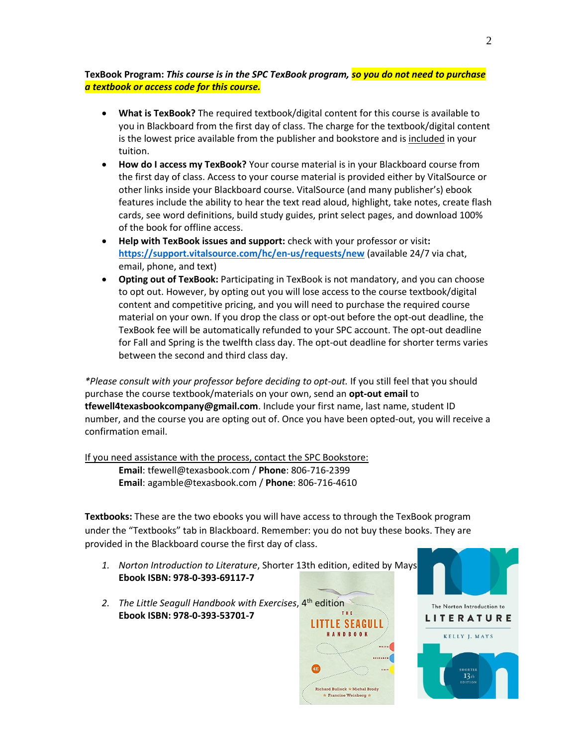**TexBook Program:** ***This course is in the SPC TexBook program, so you do not need to purchase a textbook or access code for this course.***

- **What is TexBook?** The required textbook/digital content for this course is available to you in Blackboard from the first day of class. The charge for the textbook/digital content is the lowest price available from the publisher and bookstore and is included in your tuition.
- **How do I access my TexBook?** Your course material is in your Blackboard course from the first day of class. Access to your course material is provided either by VitalSource or other links inside your Blackboard course. VitalSource (and many publisher's) ebook features include the ability to hear the text read aloud, highlight, take notes, create flash cards, see word definitions, build study guides, print select pages, and download 100% of the book for offline access.
- **Help with TexBook issues and support:** check with your professor or visit**:** [https://support.vitalsource.com/hc/en-us/requests/new](https://support.vitalsource.com/hc/en-us/requests/new) (available 24/7 via chat, email, phone, and text)
- **Opting out of TexBook:** Participating in TexBook is not mandatory, and you can choose to opt out. However, by opting out you will lose access to the course textbook/digital content and competitive pricing, and you will need to purchase the required course material on your own. If you drop the class or opt-out before the opt-out deadline, the TexBook fee will be automatically refunded to your SPC account. The opt-out deadline for Fall and Spring is the twelfth class day. The opt-out deadline for shorter terms varies between the second and third class day.

*\*Please consult with your professor before deciding to opt-out.* If you still feel that you should purchase the course textbook/materials on your own, send an **opt-out email** to **tfewell4texasbookcompany@gmail.com**. Include your first name, last name, student ID number, and the course you are opting out of. Once you have been opted-out, you will receive a confirmation email.

If you need assistance with the process, contact the SPC Bookstore:

**Email**: tfewell@texasbook.com / **Phone**: 806-716-2399
**Email**: agamble@texasbook.com / **Phone**: 806-716-4610

**Textbooks:** These are the two ebooks you will have access to through the TexBook program under the "Textbooks" tab in Blackboard. Remember: you do not buy these books. They are provided in the Blackboard course the first day of class.

1. *Norton Introduction to Literature*, Shorter 13th edition, edited by Mays
   **Ebook ISBN: 978-0-393-69117-7**
2. *The Little Seagull Handbook with Exercises*, 4th edition
   **Ebook ISBN: 978-0-393-53701-7**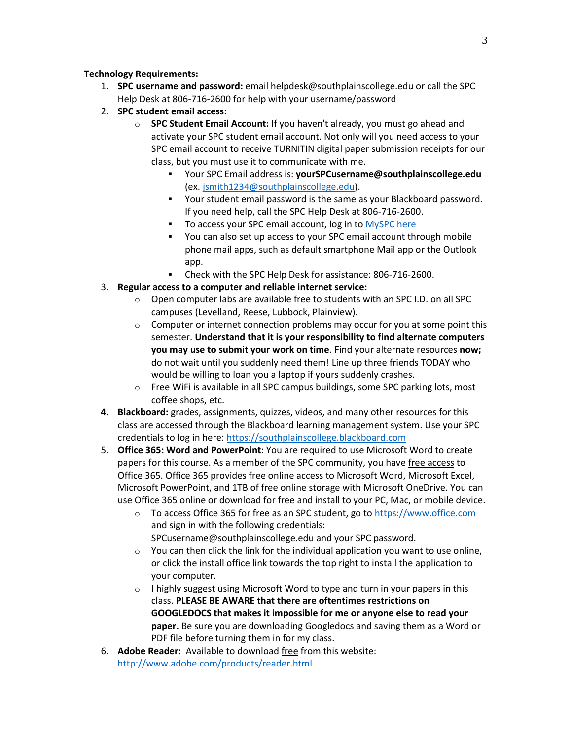**Technology Requirements:**

1. **SPC username and password:** email helpdesk@southplainscollege.edu or call the SPC Help Desk at 806-716-2600 for help with your username/password
2. **SPC student email access:**
   - **SPC Student Email Account:** If you haven't already, you must go ahead and activate your SPC student email account. Not only will you need access to your SPC email account to receive TURNITIN digital paper submission receipts for our class, but you must use it to communicate with me.
     - Your SPC Email address is: **yourSPCusername@southplainscollege.edu** (ex. jsmith1234@southplainscollege.edu).
     - Your student email password is the same as your Blackboard password. If you need help, call the SPC Help Desk at 806-716-2600.
     - To access your SPC email account, log in to MySPC here
     - You can also set up access to your SPC email account through mobile phone mail apps, such as default smartphone Mail app or the Outlook app.
     - Check with the SPC Help Desk for assistance: 806-716-2600.
3. **Regular access to a computer and reliable internet service:**
   - Open computer labs are available free to students with an SPC I.D. on all SPC campuses (Levelland, Reese, Lubbock, Plainview).
   - Computer or internet connection problems may occur for you at some point this semester. **Understand that it is your responsibility to find alternate computers you may use to submit your work on time**. Find your alternate resources **now;** do not wait until you suddenly need them! Line up three friends TODAY who would be willing to loan you a laptop if yours suddenly crashes.
   - Free WiFi is available in all SPC campus buildings, some SPC parking lots, most coffee shops, etc.
4. **Blackboard:** grades, assignments, quizzes, videos, and many other resources for this class are accessed through the Blackboard learning management system. Use your SPC credentials to log in here: https://southplainscollege.blackboard.com
5. **Office 365: Word and PowerPoint**: You are required to use Microsoft Word to create papers for this course. As a member of the SPC community, you have free access to Office 365. Office 365 provides free online access to Microsoft Word, Microsoft Excel, Microsoft PowerPoint, and 1TB of free online storage with Microsoft OneDrive. You can use Office 365 online or download for free and install to your PC, Mac, or mobile device.
   - To access Office 365 for free as an SPC student, go to https://www.office.com and sign in with the following credentials: SPCusername@southplainscollege.edu and your SPC password.
   - You can then click the link for the individual application you want to use online, or click the install office link towards the top right to install the application to your computer.
   - I highly suggest using Microsoft Word to type and turn in your papers in this class. **PLEASE BE AWARE that there are oftentimes restrictions on GOOGLEDOCS that makes it impossible for me or anyone else to read your paper.** Be sure you are downloading Googledocs and saving them as a Word or PDF file before turning them in for my class.
6. **Adobe Reader:** Available to download free from this website: http://www.adobe.com/products/reader.html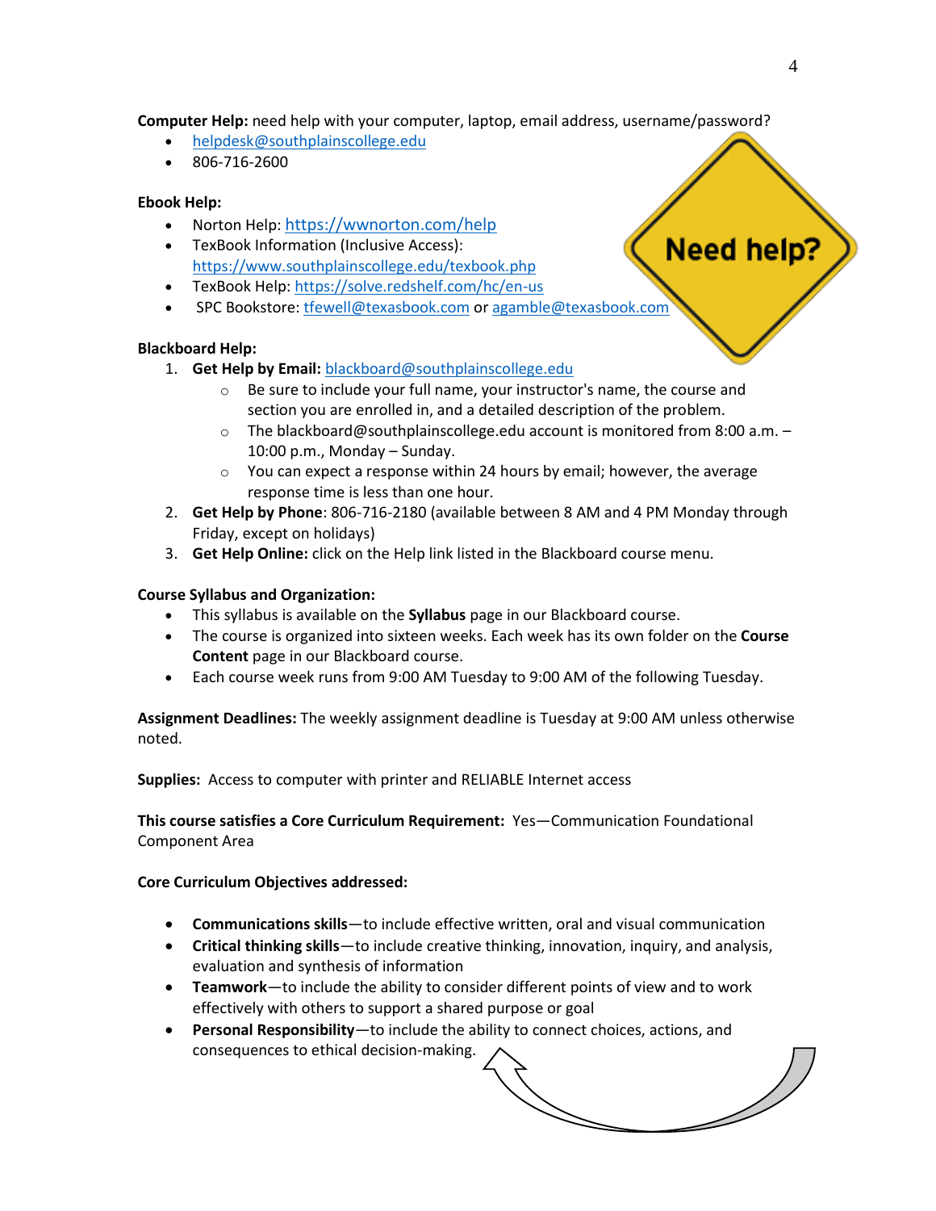**Computer Help:** need help with your computer, laptop, email address, username/password?

- helpdesk@southplainscollege.edu
- 806-716-2600

**Ebook Help:**

- Norton Help: https://wwnorton.com/help
- TexBook Information (Inclusive Access): https://www.southplainscollege.edu/texbook.php
- TexBook Help: https://solve.redshelf.com/hc/en-us
- SPC Bookstore: tfewell@texasbook.com or agamble@texasbook.com

**Blackboard Help:**

1. **Get Help by Email:** blackboard@southplainscollege.edu
   - Be sure to include your full name, your instructor's name, the course and section you are enrolled in, and a detailed description of the problem.
   - The blackboard@southplainscollege.edu account is monitored from 8:00 a.m. – 10:00 p.m., Monday – Sunday.
   - You can expect a response within 24 hours by email; however, the average response time is less than one hour.
2. **Get Help by Phone**: 806-716-2180 (available between 8 AM and 4 PM Monday through Friday, except on holidays)
3. **Get Help Online:** click on the Help link listed in the Blackboard course menu.

**Course Syllabus and Organization:**

- This syllabus is available on the **Syllabus** page in our Blackboard course.
- The course is organized into sixteen weeks. Each week has its own folder on the **Course Content** page in our Blackboard course.
- Each course week runs from 9:00 AM Tuesday to 9:00 AM of the following Tuesday.

**Assignment Deadlines:** The weekly assignment deadline is Tuesday at 9:00 AM unless otherwise noted.

**Supplies:** Access to computer with printer and RELIABLE Internet access

**This course satisfies a Core Curriculum Requirement:** Yes—Communication Foundational Component Area

**Core Curriculum Objectives addressed:**

- **Communications skills**—to include effective written, oral and visual communication
- **Critical thinking skills**—to include creative thinking, innovation, inquiry, and analysis, evaluation and synthesis of information
- **Teamwork**—to include the ability to consider different points of view and to work effectively with others to support a shared purpose or goal
- **Personal Responsibility**—to include the ability to connect choices, actions, and consequences to ethical decision-making.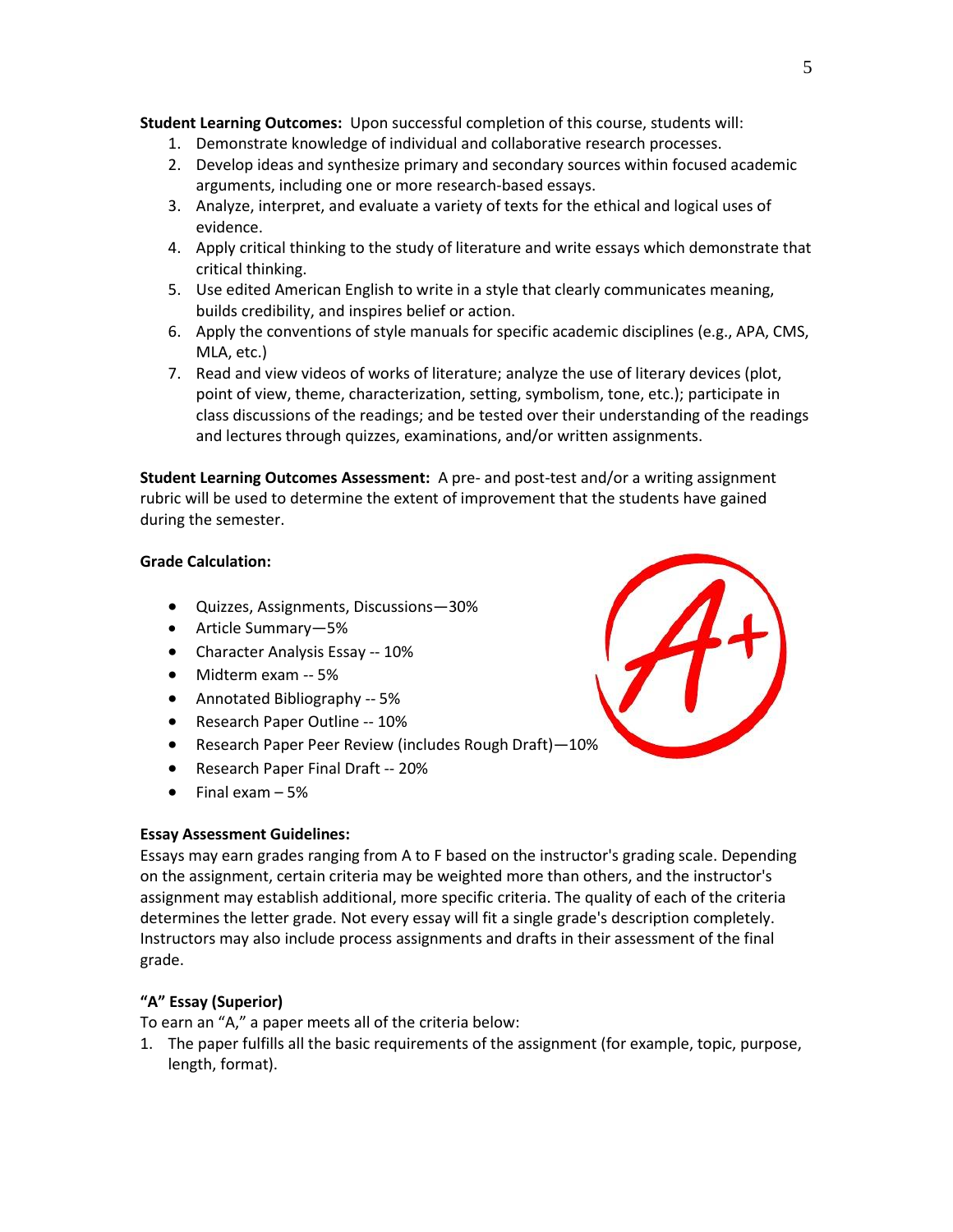**Student Learning Outcomes:** Upon successful completion of this course, students will:

1. Demonstrate knowledge of individual and collaborative research processes.
2. Develop ideas and synthesize primary and secondary sources within focused academic arguments, including one or more research-based essays.
3. Analyze, interpret, and evaluate a variety of texts for the ethical and logical uses of evidence.
4. Apply critical thinking to the study of literature and write essays which demonstrate that critical thinking.
5. Use edited American English to write in a style that clearly communicates meaning, builds credibility, and inspires belief or action.
6. Apply the conventions of style manuals for specific academic disciplines (e.g., APA, CMS, MLA, etc.)
7. Read and view videos of works of literature; analyze the use of literary devices (plot, point of view, theme, characterization, setting, symbolism, tone, etc.); participate in class discussions of the readings; and be tested over their understanding of the readings and lectures through quizzes, examinations, and/or written assignments.

**Student Learning Outcomes Assessment:** A pre- and post-test and/or a writing assignment rubric will be used to determine the extent of improvement that the students have gained during the semester.

**Grade Calculation:**

- Quizzes, Assignments, Discussions—30%
- Article Summary—5%
- Character Analysis Essay -- 10%
- Midterm exam -- 5%
- Annotated Bibliography -- 5%
- Research Paper Outline -- 10%
- Research Paper Peer Review (includes Rough Draft)—10%
- Research Paper Final Draft -- 20%
- Final exam – 5%

**Essay Assessment Guidelines:**

Essays may earn grades ranging from A to F based on the instructor's grading scale. Depending on the assignment, certain criteria may be weighted more than others, and the instructor's assignment may establish additional, more specific criteria. The quality of each of the criteria determines the letter grade. Not every essay will fit a single grade's description completely. Instructors may also include process assignments and drafts in their assessment of the final grade.

**"A" Essay (Superior)**

To earn an "A," a paper meets all of the criteria below:

1. The paper fulfills all the basic requirements of the assignment (for example, topic, purpose, length, format).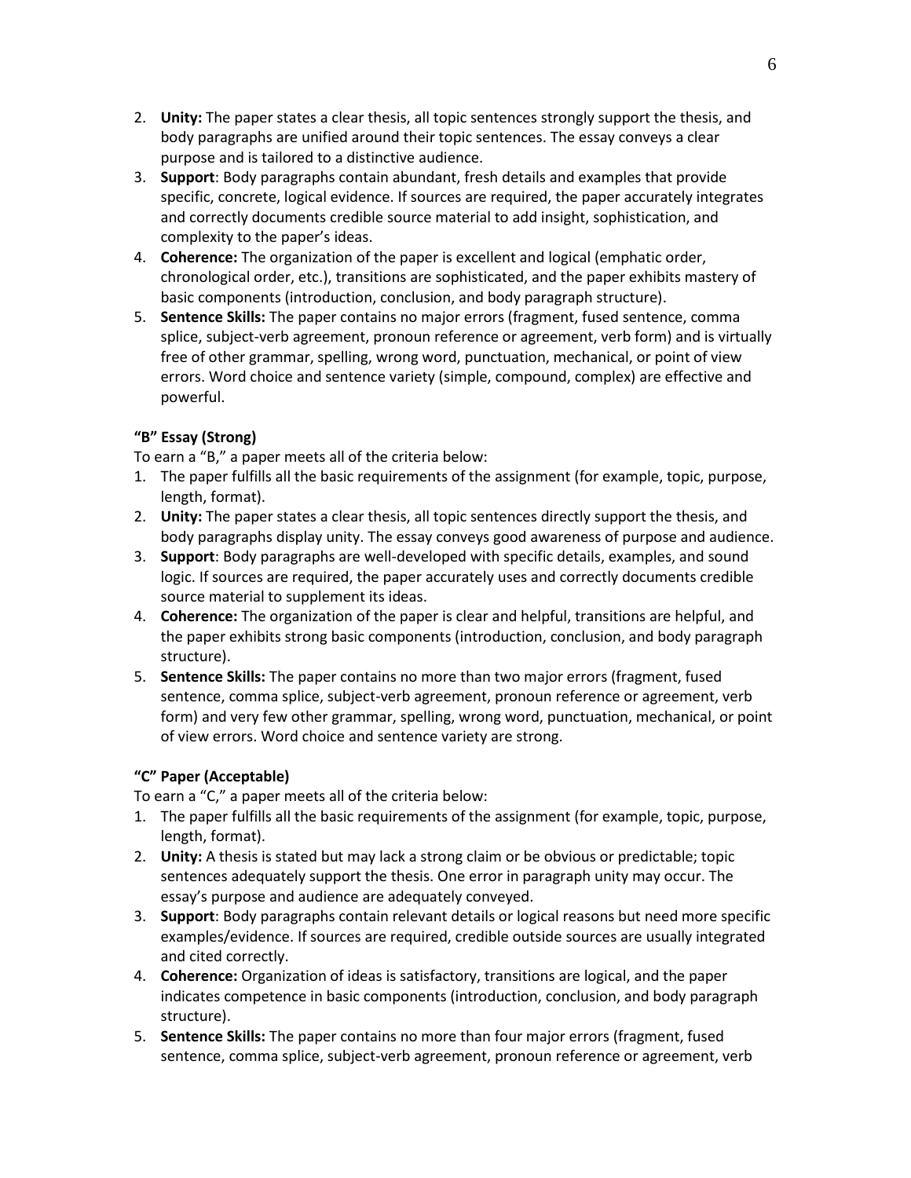2. **Unity:** The paper states a clear thesis, all topic sentences strongly support the thesis, and body paragraphs are unified around their topic sentences. The essay conveys a clear purpose and is tailored to a distinctive audience.
3. **Support**: Body paragraphs contain abundant, fresh details and examples that provide specific, concrete, logical evidence. If sources are required, the paper accurately integrates and correctly documents credible source material to add insight, sophistication, and complexity to the paper's ideas.
4. **Coherence:** The organization of the paper is excellent and logical (emphatic order, chronological order, etc.), transitions are sophisticated, and the paper exhibits mastery of basic components (introduction, conclusion, and body paragraph structure).
5. **Sentence Skills:** The paper contains no major errors (fragment, fused sentence, comma splice, subject-verb agreement, pronoun reference or agreement, verb form) and is virtually free of other grammar, spelling, wrong word, punctuation, mechanical, or point of view errors. Word choice and sentence variety (simple, compound, complex) are effective and powerful.

**"B" Essay (Strong)**

To earn a "B," a paper meets all of the criteria below:

1. The paper fulfills all the basic requirements of the assignment (for example, topic, purpose, length, format).
2. **Unity:** The paper states a clear thesis, all topic sentences directly support the thesis, and body paragraphs display unity. The essay conveys good awareness of purpose and audience.
3. **Support**: Body paragraphs are well-developed with specific details, examples, and sound logic. If sources are required, the paper accurately uses and correctly documents credible source material to supplement its ideas.
4. **Coherence:** The organization of the paper is clear and helpful, transitions are helpful, and the paper exhibits strong basic components (introduction, conclusion, and body paragraph structure).
5. **Sentence Skills:** The paper contains no more than two major errors (fragment, fused sentence, comma splice, subject-verb agreement, pronoun reference or agreement, verb form) and very few other grammar, spelling, wrong word, punctuation, mechanical, or point of view errors. Word choice and sentence variety are strong.

**"C" Paper (Acceptable)**

To earn a "C," a paper meets all of the criteria below:

1. The paper fulfills all the basic requirements of the assignment (for example, topic, purpose, length, format).
2. **Unity:** A thesis is stated but may lack a strong claim or be obvious or predictable; topic sentences adequately support the thesis. One error in paragraph unity may occur. The essay's purpose and audience are adequately conveyed.
3. **Support**: Body paragraphs contain relevant details or logical reasons but need more specific examples/evidence. If sources are required, credible outside sources are usually integrated and cited correctly.
4. **Coherence:** Organization of ideas is satisfactory, transitions are logical, and the paper indicates competence in basic components (introduction, conclusion, and body paragraph structure).
5. **Sentence Skills:** The paper contains no more than four major errors (fragment, fused sentence, comma splice, subject-verb agreement, pronoun reference or agreement, verb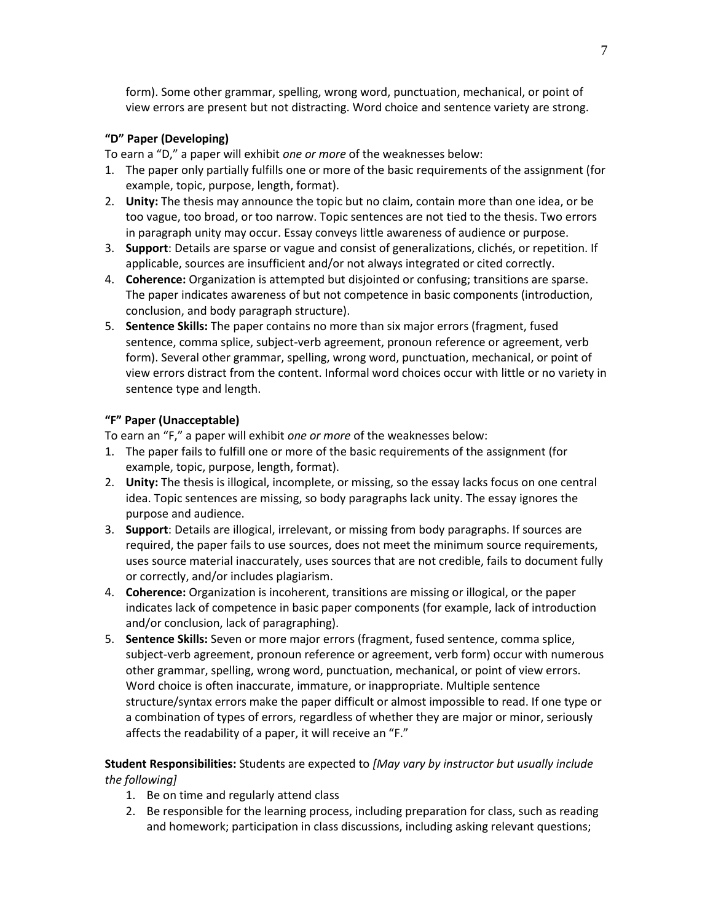form). Some other grammar, spelling, wrong word, punctuation, mechanical, or point of view errors are present but not distracting. Word choice and sentence variety are strong.

**"D" Paper (Developing)**

To earn a "D," a paper will exhibit *one or more* of the weaknesses below:

1. The paper only partially fulfills one or more of the basic requirements of the assignment (for example, topic, purpose, length, format).
2. **Unity:** The thesis may announce the topic but no claim, contain more than one idea, or be too vague, too broad, or too narrow. Topic sentences are not tied to the thesis. Two errors in paragraph unity may occur. Essay conveys little awareness of audience or purpose.
3. **Support**: Details are sparse or vague and consist of generalizations, clichés, or repetition. If applicable, sources are insufficient and/or not always integrated or cited correctly.
4. **Coherence:** Organization is attempted but disjointed or confusing; transitions are sparse. The paper indicates awareness of but not competence in basic components (introduction, conclusion, and body paragraph structure).
5. **Sentence Skills:** The paper contains no more than six major errors (fragment, fused sentence, comma splice, subject-verb agreement, pronoun reference or agreement, verb form). Several other grammar, spelling, wrong word, punctuation, mechanical, or point of view errors distract from the content. Informal word choices occur with little or no variety in sentence type and length.

**"F" Paper (Unacceptable)**

To earn an "F," a paper will exhibit *one or more* of the weaknesses below:

1. The paper fails to fulfill one or more of the basic requirements of the assignment (for example, topic, purpose, length, format).
2. **Unity:** The thesis is illogical, incomplete, or missing, so the essay lacks focus on one central idea. Topic sentences are missing, so body paragraphs lack unity. The essay ignores the purpose and audience.
3. **Support**: Details are illogical, irrelevant, or missing from body paragraphs. If sources are required, the paper fails to use sources, does not meet the minimum source requirements, uses source material inaccurately, uses sources that are not credible, fails to document fully or correctly, and/or includes plagiarism.
4. **Coherence:** Organization is incoherent, transitions are missing or illogical, or the paper indicates lack of competence in basic paper components (for example, lack of introduction and/or conclusion, lack of paragraphing).
5. **Sentence Skills:** Seven or more major errors (fragment, fused sentence, comma splice, subject-verb agreement, pronoun reference or agreement, verb form) occur with numerous other grammar, spelling, wrong word, punctuation, mechanical, or point of view errors. Word choice is often inaccurate, immature, or inappropriate. Multiple sentence structure/syntax errors make the paper difficult or almost impossible to read. If one type or a combination of types of errors, regardless of whether they are major or minor, seriously affects the readability of a paper, it will receive an "F."

**Student Responsibilities:** Students are expected to *[May vary by instructor but usually include the following]*

1. Be on time and regularly attend class
2. Be responsible for the learning process, including preparation for class, such as reading and homework; participation in class discussions, including asking relevant questions;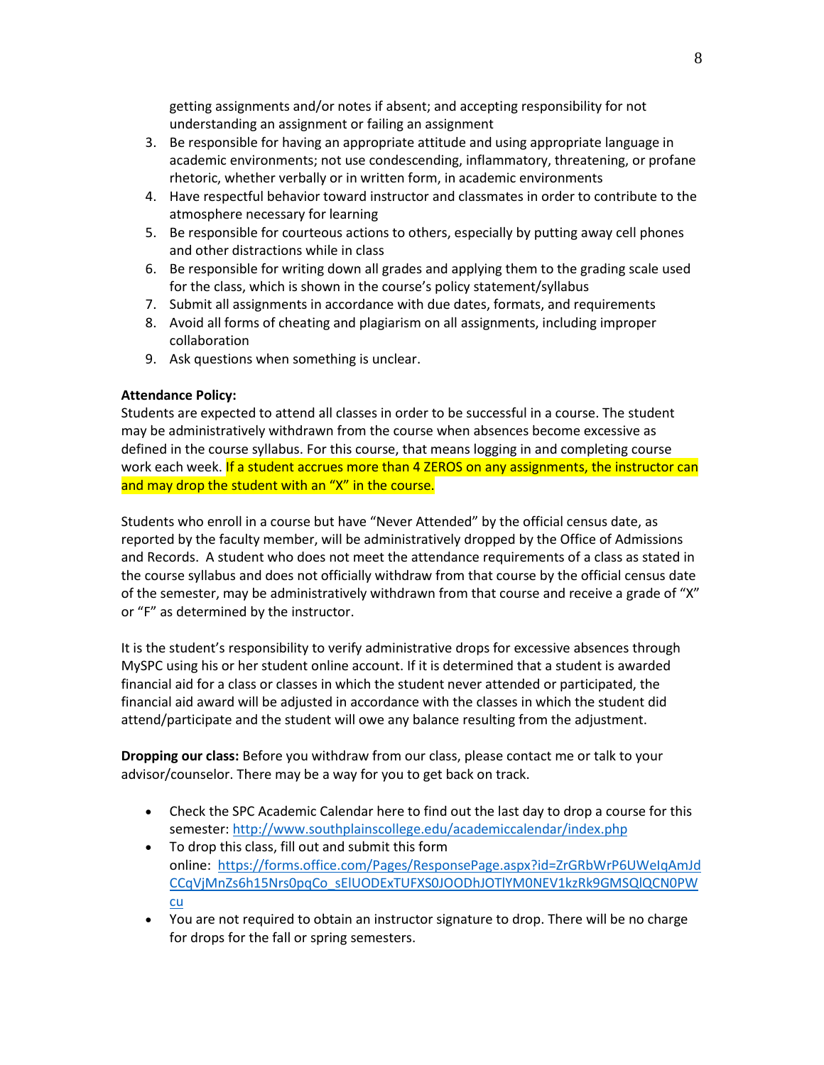getting assignments and/or notes if absent; and accepting responsibility for not understanding an assignment or failing an assignment

3. Be responsible for having an appropriate attitude and using appropriate language in academic environments; not use condescending, inflammatory, threatening, or profane rhetoric, whether verbally or in written form, in academic environments
4. Have respectful behavior toward instructor and classmates in order to contribute to the atmosphere necessary for learning
5. Be responsible for courteous actions to others, especially by putting away cell phones and other distractions while in class
6. Be responsible for writing down all grades and applying them to the grading scale used for the class, which is shown in the course's policy statement/syllabus
7. Submit all assignments in accordance with due dates, formats, and requirements
8. Avoid all forms of cheating and plagiarism on all assignments, including improper collaboration
9. Ask questions when something is unclear.

**Attendance Policy:**
Students are expected to attend all classes in order to be successful in a course. The student may be administratively withdrawn from the course when absences become excessive as defined in the course syllabus. For this course, that means logging in and completing course work each week. If a student accrues more than 4 ZEROS on any assignments, the instructor can and may drop the student with an "X" in the course.

Students who enroll in a course but have "Never Attended" by the official census date, as reported by the faculty member, will be administratively dropped by the Office of Admissions and Records. A student who does not meet the attendance requirements of a class as stated in the course syllabus and does not officially withdraw from that course by the official census date of the semester, may be administratively withdrawn from that course and receive a grade of "X" or "F" as determined by the instructor.

It is the student's responsibility to verify administrative drops for excessive absences through MySPC using his or her student online account. If it is determined that a student is awarded financial aid for a class or classes in which the student never attended or participated, the financial aid award will be adjusted in accordance with the classes in which the student did attend/participate and the student will owe any balance resulting from the adjustment.

**Dropping our class:** Before you withdraw from our class, please contact me or talk to your advisor/counselor. There may be a way for you to get back on track.

- Check the SPC Academic Calendar here to find out the last day to drop a course for this semester: http://www.southplainscollege.edu/academiccalendar/index.php
- To drop this class, fill out and submit this form online: https://forms.office.com/Pages/ResponsePage.aspx?id=ZrGRbWrP6UWeIqAmJdCCqVjMnZs6h15Nrs0pqCo_sElUODExTUFXS0JOODhJOTlYM0NEV1kzRk9GMSQlQCN0PWcu
- You are not required to obtain an instructor signature to drop. There will be no charge for drops for the fall or spring semesters.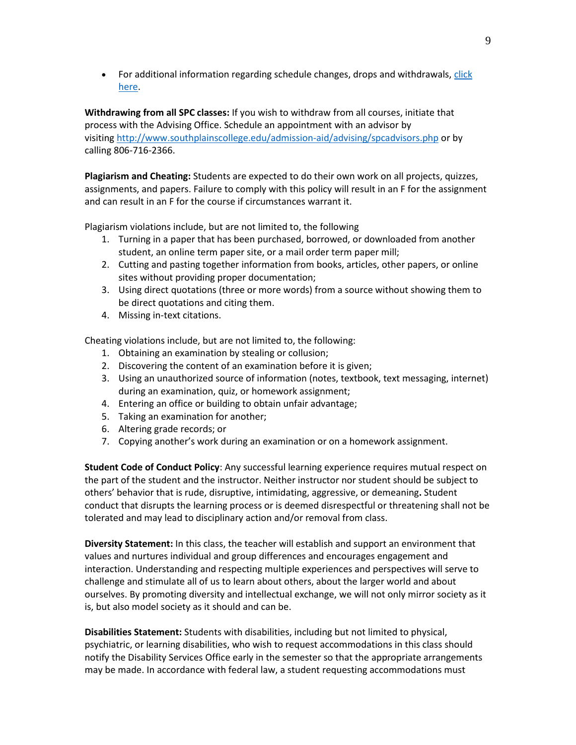- For additional information regarding schedule changes, drops and withdrawals, [click here](click here).

**Withdrawing from all SPC classes:** If you wish to withdraw from all courses, initiate that process with the Advising Office. Schedule an appointment with an advisor by visiting http://www.southplainscollege.edu/admission-aid/advising/spcadvisors.php or by calling 806-716-2366.

**Plagiarism and Cheating:** Students are expected to do their own work on all projects, quizzes, assignments, and papers. Failure to comply with this policy will result in an F for the assignment and can result in an F for the course if circumstances warrant it.

Plagiarism violations include, but are not limited to, the following

1. Turning in a paper that has been purchased, borrowed, or downloaded from another student, an online term paper site, or a mail order term paper mill;
2. Cutting and pasting together information from books, articles, other papers, or online sites without providing proper documentation;
3. Using direct quotations (three or more words) from a source without showing them to be direct quotations and citing them.
4. Missing in-text citations.

Cheating violations include, but are not limited to, the following:

1. Obtaining an examination by stealing or collusion;
2. Discovering the content of an examination before it is given;
3. Using an unauthorized source of information (notes, textbook, text messaging, internet) during an examination, quiz, or homework assignment;
4. Entering an office or building to obtain unfair advantage;
5. Taking an examination for another;
6. Altering grade records; or
7. Copying another's work during an examination or on a homework assignment.

**Student Code of Conduct Policy**: Any successful learning experience requires mutual respect on the part of the student and the instructor. Neither instructor nor student should be subject to others' behavior that is rude, disruptive, intimidating, aggressive, or demeaning**.** Student conduct that disrupts the learning process or is deemed disrespectful or threatening shall not be tolerated and may lead to disciplinary action and/or removal from class.

**Diversity Statement:** In this class, the teacher will establish and support an environment that values and nurtures individual and group differences and encourages engagement and interaction. Understanding and respecting multiple experiences and perspectives will serve to challenge and stimulate all of us to learn about others, about the larger world and about ourselves. By promoting diversity and intellectual exchange, we will not only mirror society as it is, but also model society as it should and can be.

**Disabilities Statement:** Students with disabilities, including but not limited to physical, psychiatric, or learning disabilities, who wish to request accommodations in this class should notify the Disability Services Office early in the semester so that the appropriate arrangements may be made. In accordance with federal law, a student requesting accommodations must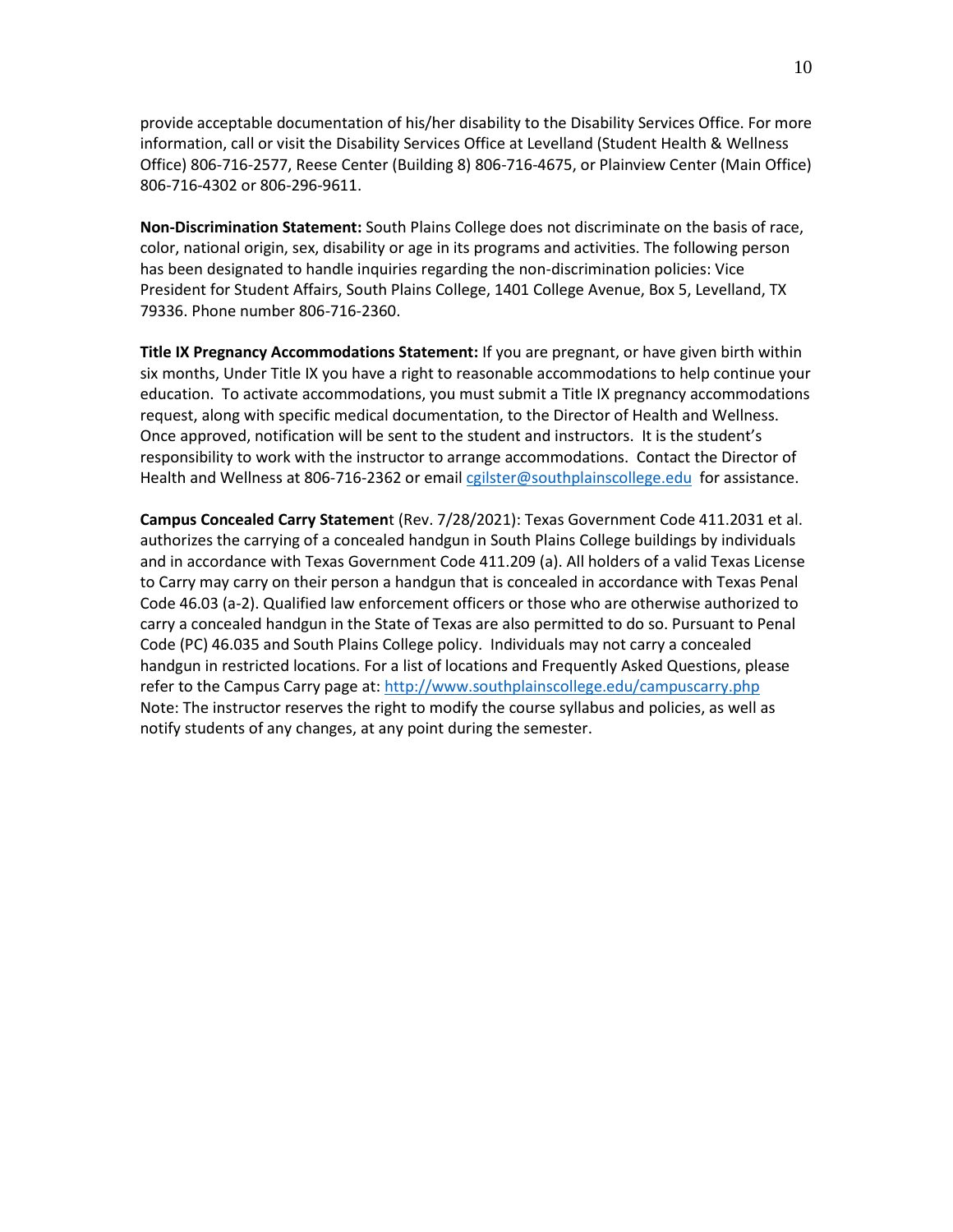provide acceptable documentation of his/her disability to the Disability Services Office. For more information, call or visit the Disability Services Office at Levelland (Student Health & Wellness Office) 806-716-2577, Reese Center (Building 8) 806-716-4675, or Plainview Center (Main Office) 806-716-4302 or 806-296-9611.

**Non-Discrimination Statement:** South Plains College does not discriminate on the basis of race, color, national origin, sex, disability or age in its programs and activities. The following person has been designated to handle inquiries regarding the non-discrimination policies: Vice President for Student Affairs, South Plains College, 1401 College Avenue, Box 5, Levelland, TX 79336. Phone number 806-716-2360.

**Title IX Pregnancy Accommodations Statement:** If you are pregnant, or have given birth within six months, Under Title IX you have a right to reasonable accommodations to help continue your education. To activate accommodations, you must submit a Title IX pregnancy accommodations request, along with specific medical documentation, to the Director of Health and Wellness. Once approved, notification will be sent to the student and instructors. It is the student's responsibility to work with the instructor to arrange accommodations. Contact the Director of Health and Wellness at 806-716-2362 or email cgilster@southplainscollege.edu for assistance.

**Campus Concealed Carry Statemen**t (Rev. 7/28/2021): Texas Government Code 411.2031 et al. authorizes the carrying of a concealed handgun in South Plains College buildings by individuals and in accordance with Texas Government Code 411.209 (a). All holders of a valid Texas License to Carry may carry on their person a handgun that is concealed in accordance with Texas Penal Code 46.03 (a-2). Qualified law enforcement officers or those who are otherwise authorized to carry a concealed handgun in the State of Texas are also permitted to do so. Pursuant to Penal Code (PC) 46.035 and South Plains College policy. Individuals may not carry a concealed handgun in restricted locations. For a list of locations and Frequently Asked Questions, please refer to the Campus Carry page at: http://www.southplainscollege.edu/campuscarry.php
Note: The instructor reserves the right to modify the course syllabus and policies, as well as notify students of any changes, at any point during the semester.